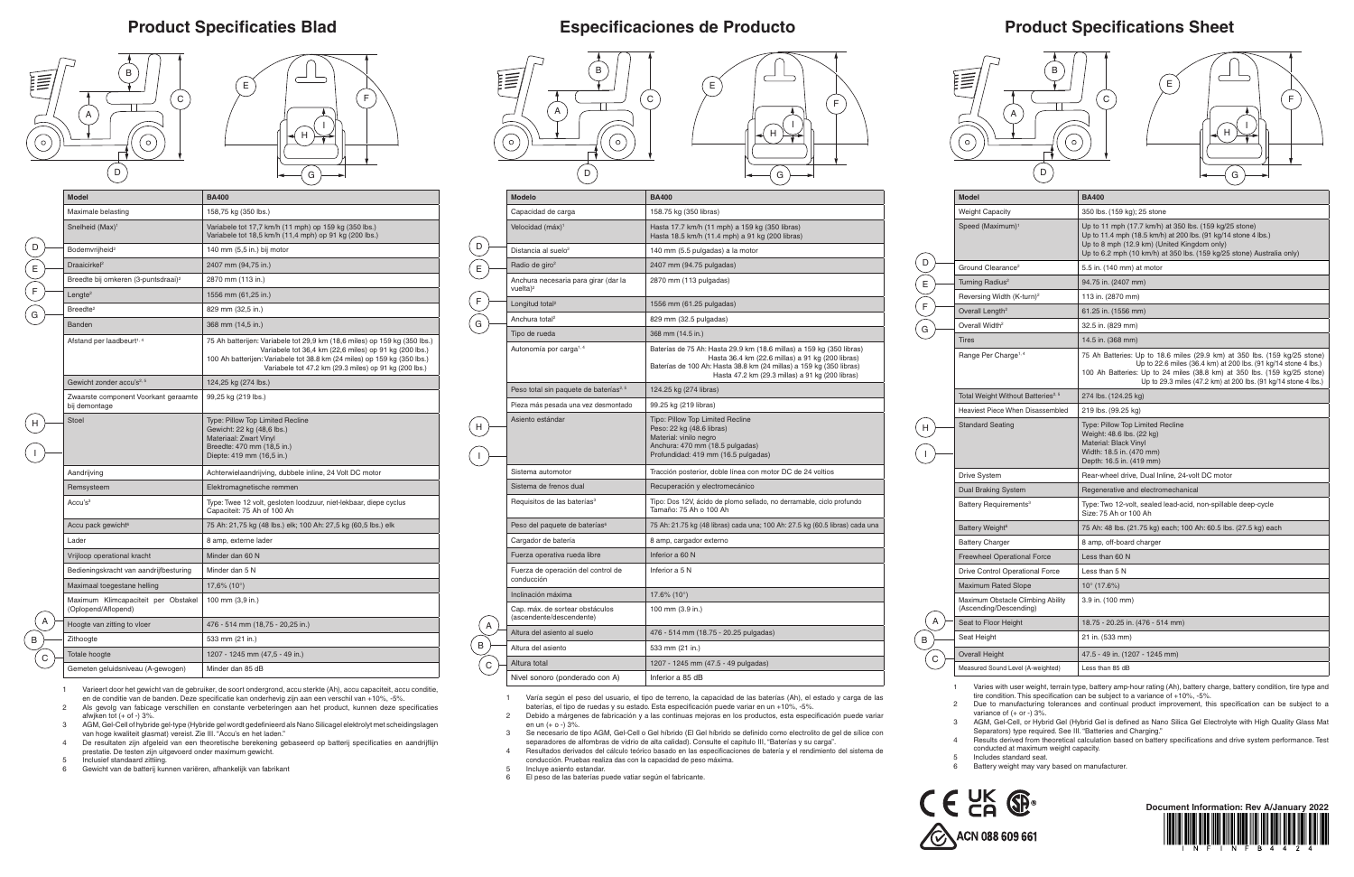# Product Specificaties Blad

| Model | BA400 |
|---|---|
| Maximale belasting | 158,75 kg (350 lbs.) |
| Snelheid (Max)[1] | Variabele tot 17,7 km/h (11 mph) op 159 kg (350 lbs.) Variabele tot 18,5 km/h (11,4 mph) op 91 kg (200 lbs.) |
| Bodemvrijheid[2] | 140 mm (5,5 in.) bij motor |
| Draaicirkel[2] | 2407 mm (94,75 in.) |
| Breedte bij omkeren (3-puntsdraai)[2] | 2870 mm (113 in.) |
| Lengte[2] | 1556 mm (61,25 in.) |
| Breedte[2] | 829 mm (32,5 in.) |
| Banden | 368 mm (14,5 in.) |
| Afstand per laadbeurt[1, 4] | 75 Ah batterijen: Variabele tot 29,9 km (18,6 miles) op 159 kg (350 lbs.) Variabele tot 36,4 km (22,6 miles) op 91 kg (200 lbs.) 100 Ah batterijen: Variabele tot 38.8 km (24 miles) op 159 kg (350 lbs.) Variabele tot 47.2 km (29.3 miles) op 91 kg (200 lbs.) |
| Gewicht zonder accu's[2, 5] | 124,25 kg (274 lbs.) |
| Zwaarste component Voorkant geraamte bij demontage | 99,25 kg (219 lbs.) |
| Stoel | Type: Pillow Top Limited Recline Gewicht: 22 kg (48,6 lbs.) Materiaal: Zwart Vinyl Breedte: 470 mm (18,5 in.) Diepte: 419 mm (16,5 in.) |
| Aandrijving | Achterwielaandrijving, dubbele inline, 24 Volt DC motor |
| Remsysteem | Elektromagnetische remmen |
| Accu's[3] | Type: Twee 12 volt, gesloten loodzuur, niet-lekbaar, diepe cyclus Capaciteit: 75 Ah of 100 Ah |
| Accu pack gewicht[6] | 75 Ah: 21,75 kg (48 lbs.) elk; 100 Ah: 27,5 kg (60,5 lbs.) elk |
| Lader | 8 amp, externe lader |
| Vrijloop operational kracht | Minder dan 60 N |
| Bedieningskracht van aandrijfbesturing | Minder dan 5 N |
| Maximaal toegestane helling | 17,6% (10°) |
| Maximum Klimcapaciteit per Obstakel (Oplopend/Aflopend) | 100 mm (3,9 in.) |
| Hoogte van zitting to vloer | 476 - 514 mm (18,75 - 20,25 in.) |
| Zithoogte | 533 mm (21 in.) |
| Totale hoogte | 1207 - 1245 mm (47,5 - 49 in.) |
| Gemeten geluidsniveau (A-gewogen) | Minder dan 85 dB |

1. Varieert door het gewicht van de gebruiker, de soort ondergrond, accu sterkte (Ah), accu capaciteit, accu conditie, en de conditie van de banden. Deze specificatie kan onderhevig zijn aan een verschil van +10%, -5%.
2. Als gevolg van fabicage verschillen en constante verbeteringen aan het product, kunnen deze specificaties afwijken tot (+ of -) 3%.
3. AGM, Gel-Cell of hybride gel-type (Hybride gel wordt gedefinieerd als Nano Silicagel elektrolyt met scheidingslagen van hoge kwaliteit glasmat) vereist. Zie III. "Accu's en het laden."
4. De resultaten zijn afgeleid van een theoretische berekening gebaseerd op batterij specificaties en aandrijflijn prestatie. De testen zijn uitgevoerd onder maximum gewicht.
5. Inclusief standaard zitting.
6. Gewicht van de batterij kunnen variëren, afhankelijk van fabrikant

# Especificaciones de Producto

| Modelo | BA400 |
|---|---|
| Capacidad de carga | 158.75 kg (350 libras) |
| Velocidad (máx)[1] | Hasta 17.7 km/h (11 mph) a 159 kg (350 libras) Hasta 18.5 km/h (11.4 mph) a 91 kg (200 libras) |
| Distancia al suelo[2] | 140 mm (5.5 pulgadas) a la motor |
| Radio de giro[2] | 2407 mm (94.75 pulgadas) |
| Anchura necesaria para girar (dar la vuelta)[2] | 2870 mm (113 pulgadas) |
| Longitud total[2] | 1556 mm (61.25 pulgadas) |
| Anchura total[2] | 829 mm (32.5 pulgadas) |
| Tipo de rueda | 368 mm (14.5 in.) |
| Autonomía por carga[1, 4] | Baterías de 75 Ah: Hasta 29.9 km (18.6 millas) a 159 kg (350 libras) Hasta 36.4 km (22.6 millas) a 91 kg (200 libras) Baterías de 100 Ah: Hasta 38.8 km (24 millas) a 159 kg (350 libras) Hasta 47.2 km (29.3 millas) a 91 kg (200 libras) |
| Peso total sin paquete de baterías[2, 5] | 124.25 kg (274 libras) |
| Pieza más pesada una vez desmontado | 99.25 kg (219 libras) |
| Asiento estándar | Tipo: Pillow Top Limited Recline Peso: 22 kg (48.6 libras) Material: vinilo negro Anchura: 470 mm (18.5 pulgadas) Profundidad: 419 mm (16.5 pulgadas) |
| Sistema automotor | Tracción posterior, doble línea con motor DC de 24 voltios |
| Sistema de frenos dual | Recuperación y electromecánico |
| Requisitos de las baterías[3] | Tipo: Dos 12V, ácido de plomo sellado, no derramable, ciclo profundo Tamaño: 75 Ah o 100 Ah |
| Peso del paquete de baterías[6] | 75 Ah: 21.75 kg (48 libras) cada una; 100 Ah: 27.5 kg (60.5 libras) cada una |
| Cargador de batería | 8 amp, cargador externo |
| Fuerza operativa rueda libre | Inferior a 60 N |
| Fuerza de operación del control de conducción | Inferior a 5 N |
| Inclinación máxima | 17.6% (10°) |
| Cap. máx. de sortear obstáculos (ascendente/descendente) | 100 mm (3.9 in.) |
| Altura del asiento al suelo | 476 - 514 mm (18.75 - 20.25 pulgadas) |
| Altura del asiento | 533 mm (21 in.) |
| Altura total | 1207 - 1245 mm (47.5 - 49 pulgadas) |
| Nivel sonoro (ponderado con A) | Inferior a 85 dB |

1. Varía según el peso del usuario, el tipo de terreno, la capacidad de las baterías (Ah), el estado y carga de las baterías, el tipo de ruedas y su estado. Esta especificación puede variar en un +10%, -5%.
2. Debido a márgenes de fabricación y a las continuas mejoras en los productos, esta especificación puede variar en un (+ o -) 3%.
3. Se necesario de tipo AGM, Gel-Cell o Gel híbrido (El Gel híbrido se definido como electrolito de gel de silice con separadores de alfombras de vidrio de alta calidad). Consulte el capítulo III, "Baterías y su carga".
4. Resultados derivados del cálculo teórico basado en las especificaciones de batería y el rendimiento del sistema de conducción. Pruebas realiza das con la capacidad de peso máxima.
5. Incluye asiento estandar.
6. El peso de las baterías puede vatiar según el fabricante.

# Product Specifications Sheet

| Model | BA400 |
|---|---|
| Weight Capacity | 350 lbs. (159 kg); 25 stone |
| Speed (Maximum)[1] | Up to 11 mph (17.7 km/h) at 350 lbs. (159 kg/25 stone) Up to 11.4 mph (18.5 km/h) at 200 lbs. (91 kg/14 stone 4 lbs.) Up to 8 mph (12.9 km) (United Kingdom only) Up to 6.2 mph (10 km/h) at 350 lbs. (159 kg/25 stone) Australia only) |
| Ground Clearance[2] | 5.5 in. (140 mm) at motor |
| Turning Radius[2] | 94.75 in. (2407 mm) |
| Reversing Width (K-turn)[2] | 113 in. (2870 mm) |
| Overall Length[2] | 61.25 in. (1556 mm) |
| Overall Width[2] | 32.5 in. (829 mm) |
| Tires | 14.5 in. (368 mm) |
| Range Per Charge[1, 4] | 75 Ah Batteries: Up to 18.6 miles (29.9 km) at 350 lbs. (159 kg/25 stone) Up to 22.6 miles (36.4 km) at 200 lbs. (91 kg/14 stone 4 lbs.) 100 Ah Batteries: Up to 24 miles (38.8 km) at 350 lbs. (159 kg/25 stone) Up to 29.3 miles (47.2 km) at 200 lbs. (91 kg/14 stone 4 lbs.) |
| Total Weight Without Batteries[2, 5] | 274 lbs. (124.25 kg) |
| Heaviest Piece When Disassembled | 219 lbs. (99.25 kg) |
| Standard Seating | Type: Pillow Top Limited Recline Weight: 48.6 lbs. (22 kg) Material: Black Vinyl Width: 18.5 in. (470 mm) Depth: 16.5 in. (419 mm) |
| Drive System | Rear-wheel drive, Dual Inline, 24-volt DC motor |
| Dual Braking System | Regenerative and electromechanical |
| Battery Requirements[3] | Type: Two 12-volt, sealed lead-acid, non-spillable deep-cycle Size: 75 Ah or 100 Ah |
| Battery Weight[6] | 75 Ah: 48 lbs. (21.75 kg) each; 100 Ah: 60.5 lbs. (27.5 kg) each |
| Battery Charger | 8 amp, off-board charger |
| Freewheel Operational Force | Less than 60 N |
| Drive Control Operational Force | Less than 5 N |
| Maximum Rated Slope | 10° (17.6%) |
| Maximum Obstacle Climbing Ability (Ascending/Descending) | 3.9 in. (100 mm) |
| Seat to Floor Height | 18.75 - 20.25 in. (476 - 514 mm) |
| Seat Height | 21 in. (533 mm) |
| Overall Height | 47.5 - 49 in. (1207 - 1245 mm) |
| Measured Sound Level (A-weighted) | Less than 85 dB |

1. Varies with user weight, terrain type, battery amp-hour rating (Ah), battery charge, battery condition, tire type and tire condition. This specification can be subject to a variance of +10%, -5%.
2. Due to manufacturing tolerances and continual product improvement, this specification can be subject to a variance of (+ or -) 3%.
3. AGM, Gel-Cell, or Hybrid Gel (Hybrid Gel is defined as Nano Silica Gel Electrolyte with High Quality Glass Mat Separators) type required. See III. "Batteries and Charging."
4. Results derived from theoretical calculation based on battery specifications and drive system performance. Test conducted at maximum weight capacity.
5. Includes standard seat.
6. Battery weight may vary based on manufacturer.

ACN 088 609 661

**Document Information: Rev A/January 2022**

INFINFB4424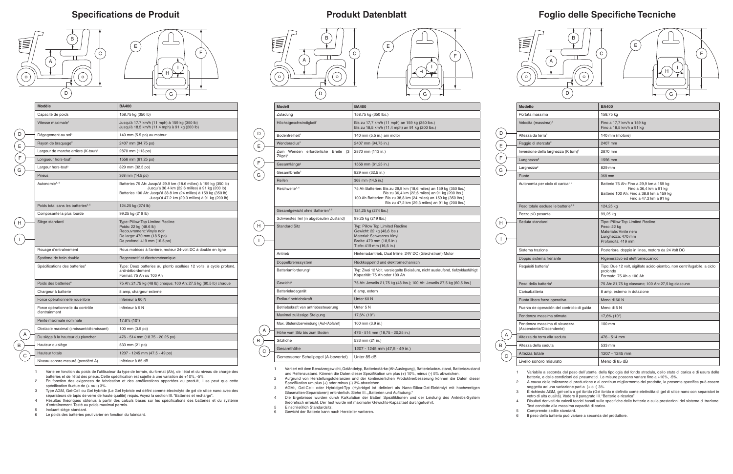# Specifications de Produit

A
B
C
D
E
F
G
H
I

| | Modèle | BA400 |
|---|---|---|
| | Capacité de poids | 158.75 kg (350 lb) |
| | Vitesse maximale[1] | Jusqu'à 17.7 km/h (11 mph) à 159 kg (350 lb) Jusqu'à 18.5 km/h (11.4 mph) à 91 kg (200 lb) |
| D | Dégagement au sol[2] | 140 mm (5.5 po) au moteur |
| E | Rayon de braquage[2] | 2407 mm (94.75 po) |
| | Largeur de marche arrière (K-tour)[2] | 2870 mm (113 po) |
| F | Longueur hors-tout[2] | 1556 mm (61.25 po) |
| G | Largeur hors-tout[2] | 829 mm (32.5 po) |
| | Pneus | 368 mm (14.5 po) |
| | Autonomie[1, 4] | Batteries 75 Ah: Jusqu'à 29.9 km (18.6 milles) à 159 kg (350 lb) Jusqu'à 36.4 km (22.6 milles) à 91 kg (200 lb) Batteries 100 Ah: Jusqu'à 38.8 km (24 milles) à 159 kg (350 lb) Jusqu'à 47.2 km (29.3 milles) à 91 kg (200 lb) |
| | Poids total sans les batteries[5, 6] | 124.25 kg (274 lb) |
| | Composante la plus lourde | 99,25 kg (219 lb) |
| H, I | Siège standard | Type: Pillow Top Limited Recline Poids: 22 kg (48.6 lb) Recouvrement: Vinyle noir De large: 470 mm (18.5 po) De profond: 419 mm (16.5 po) |
| | Rouage d'entraînement | Rous motrices à l'arrière, moteur 24-volt DC à double en ligne |
| | Système de frein double | Regeneratif et électromécanique |
| | Spécifications des batteries[3] | Type: Deux batteries au plomb scellées 12 volts, à cycle profond, anti-débordement Format: 75 Ah ou 100 Ah |
| | Poids des batteries[6] | 75 Ah: 21.75 kg (48 lb) chaque; 100 Ah: 27.5 kg (60.5 lb) chaque |
| | Chargeur à batterie | 8 amp, chargeur externe |
| | Force opérationnelle roue libre | Inférieur à 60 N |
| | Force opérationnelle du contrôle d'entraînment | Inférieur à 5 N |
| | Pente maximale nominale | 17.6% (10°) |
| | Obstacle maximal (croissant/décroissant) | 100 mm (3.9 po) |
| A | Du siège à la hauteur du plancher | 476 - 514 mm (18.75 - 20.25 po) |
| B | Hauteur du siège | 533 mm (21 po) |
| C | Hauteur totale | 1207 - 1245 mm (47.5 - 49 po) |
| | Niveau sonore mesuré (pondéré A) | Inférieur à 85 dB |

1 Varie en fonction du poids de l'utilisateur du type de terrain, du format (Ah), de l'état et du niveau de charge des batteries et de l'état des pneus. Cette spécification est sujette à une variation de +10%, -5%.
2 En fonction des exigences de fabrication et des améliorations apportées au produit, il se peut que cette spécification fluctue de (+ ou -) 3%.
3 Type AGM, Gel-Cell ou Gel hybride (Le Gel hybride est défini comme électrolyte de gel de silice nano avec des séparateurs de tapis de verre de haute qualité) requis. Voyez la section III. "Batteries et recharge".
4 Résultats théoriques obtenus à partir des calculs bases sur les spécifications des batteries et du système d'entraînement. Testé au poids maximal permis.
5 Incluant siège standard.
6 Le poids des batteries peut varier en fonction du fabricant.

# Produkt Datenblatt

A
B
C
D
E
F
G
H
I

| | Modell | BA400 |
|---|---|---|
| | Zuladung | 158,75 kg (350 lbs.) |
| | Höchstgeschwindigkeit[1] | Bis zu 17,7 km/h (11 mph) an 159 kg (350 lbs.) Bis zu 18,5 km/h (11,4 mph) an 91 kg (200 lbs.) |
| D | Bodenfreiheit[2] | 140 mm (5,5 in.) am motor |
| E | Wenderadius[2] | 2407 mm (94,75 in.) |
| | Zum Wenden erforderliche Breite (3 Züge)[2] | 2870 mm (113 in.) |
| F | Gesamtlänge[2] | 1556 mm (61,25 in.) |
| G | Gesamtbreite[2] | 829 mm (32,5 in.) |
| | Reifen | 368 mm (14,5 in.) |
| | Reichweite[1, 4] | 75 Ah Batterien: Bis zu 29,9 km (18,6 miles) an 159 kg (350 lbs.) Bis zu 36,4 km (22,6 miles) an 91 kg (200 lbs.) 100 Ah Batterien: Bis zu 38,8 km (24 miles) an 159 kg (350 lbs.) Bis zu 47,2 km (29,3 miles) an 91 kg (200 lbs.) |
| | Gesamtgewicht ohne Batterien[5, 5] | 124,25 kg (274 lbs.) |
| | Schwerstes Teil (in abgebauten Zustand) | 99,25 kg (219 lbs.) |
| H, I | Standard Sitz | Typ: Pillow Top Limited Recline Gewicht: 22 kg (48,6 lbs.) Material: Schwarzes Vinyl Breite: 470 mm (18,5 in.) Tiefe: 419 mm (16,5 in.) |
| | Antrieb | Hinterradantrieb, Dual Inline, 24V DC (Gleichstrom) Motor |
| | Doppelbremssystem | Rückkoppelnd und elektromechanisch |
| | Batterianforderung[3] | Typ: Zwei 12 Volt, versiegelte Bleisäure, nicht auslaufend, tiefzyklusfähig Kapazität: 75 Ah oder 100 Ah |
| | Gewicht[6] | 75 Ah: Jeweils 21,75 kg (48 lbs.); 100 Ah: Jeweils 27,5 kg (60,5 lbs.) |
| | Batterieladegerät | 8 amp, extern |
| | Freilauf betriebskraft | Unter 60 N |
| | Betriebskraft van antriebssteuerung | Unter 5 N |
| | Maximal zulässige Steigung | 17,6% (10°) |
| | Max. Stufenüberwindung (Auf-/Abfahrt) | 100 mm (3,9 in.) |
| A | Höhe vom Sitz bis zum Boden | 476 - 514 mm (18,75 - 20,25 in.) |
| B | Sitzhöhe | 533 mm (21 in.) |
| C | Gesamthöhe | 1207 - 1245 mm (47,5 - 49 in.) |
| | Gemessener Schallpegel (A-bewertet) | Unter 85 dB |

1 Variiert mit dem Benutzergewicht, Geländetyp, Batteriestärke (Ah Auslegung), Batterieladezustand, Batteriezustand und Reifenzustand. Können die Daten dieser Spezifikation um plus (+) 10%, minus (-) 5% abweichen.
2 Aufgrund von Herstellungstoleranzen und der kontinuierlichen Produktverbesserung können die Daten dieser Spezifikation um plus (+) oder minus (-) 3% abweichen.
3 AGM-, Gel-Cell- oder Hybridgel-Typ (Hybridgel ist definiert als Nano-Silica-Gel-Elektrolyt mit hochwertigen Glasmatten-Separatoren) erforderlich. Siehe III. „Batterien und Aufladung."
4 Die Ergebnisse wurden durch Kalkulation der Batteri Spezifiktionen und der Leistung des Antriebs-System theoretisch erreicht. Der Test wurde mit maximaler Gewichts-Kapazitaet durchgefuehrt.
5 Einschließlich Standardsitz.
6 Gewicht der Batterie kann nach Hersteller variieren.

# Foglio delle Specifiche Tecniche

A
B
C
D
E
F
G
H
I

| | Modello | BA400 |
|---|---|---|
| | Portata massima | 158,75 kg |
| | Velocita (massima)[1] | Fino a 17,7 km/h a 159 kg Fino a 18,5 km/h a 91 kg |
| D | Altezza da terra[2] | 140 mm (motore) |
| E | Raggio di sterzata[2] | 2407 mm |
| | Inversione della larghezza (K turn)[2] | 2870 mm |
| F | Lunghezza[2] | 1556 mm |
| G | Larghezza[2] | 829 mm |
| | Ruote | 368 mm |
| | Autonomia per ciclo di carica[1, 4] | Batterie 75 Ah: Fino a 29,9 km a 159 kg Fino a 36,4 km a 91 kg Batterie 100 Ah: Fino a 38.8 km a 159 kg Fino a 47.2 km a 91 kg |
| | Peso totale escluse le batterie[5, 5] | 124,25 kg |
| | Pezzo più pesante | 99,25 kg |
| H, I | Seduta standard | Tipo: Pillow Top Limited Recline Peso: 22 kg Materiale: Vinile nero Lunghezza: 470 mm Profondità: 419 mm |
| | Sistema trazione | Posteriore, doppio in linea, motore da 24 Volt DC |
| | Doppio sistema frenante | Rigenerativo ed elettromeccanico |
| | Requisiti batteria[3] | Tipo: Due 12 volt, sigillato acido-piombo, non centrifugabile, a ciclo profondo Formato: 75 Ah o 100 Ah |
| | Peso della batteria[6] | 75 Ah: 21,75 kg ciascuno; 100 Ah: 27,5 kg ciascuno |
| | Caricabatteria | 8 amp, esterno in dotazione |
| | Ruota libera forza operativa | Meno di 60 N |
| | Fuerza de operación del controllo di guida | Meno di 5 N |
| | Pendenza massima stimata | 17,6% (10°) |
| | Pendenza massima di sicurezza (Ascendente/Discendente) | 100 mm |
| A | Altezza da terra alla seduta | 476 - 514 mm |
| B | Altezza della seduta | 533 mm |
| C | Altezza totale | 1207 - 1245 mm |
| | Livello sonoro misurato | Meno di 85 dB |

1 Variabile a seconda del peso dell'utente, della tipologia del fondo stradale, dello stato di carica e di usura delle batterie, e delle condizioni dei pneumatici. Le misure possono variare fino a +10%, -5%.
2 A causa delle tolleranze di produzione e al continuo miglioramento del prodotto, la presente specifica può essere soggetta ad una variazione pari a (+ o -) 3%.
3 È richiesto AGM, gel-cella o gel ibrido (Gel ibrido è definito come elettrolita di gel di silice nano con separatori in vetro di alta qualità). Vedere il paragrato III. "Batterie e ricarica".
4 Risultati derivati da calcoli teorici basati sulle specifiche delle batterie e sulle prestazioni del sistema di trazione. Test condotto alla massima capacità di carico.
5 Comprende sedile standard.
6 Il peso della batteria può variare a seconda del produttore.